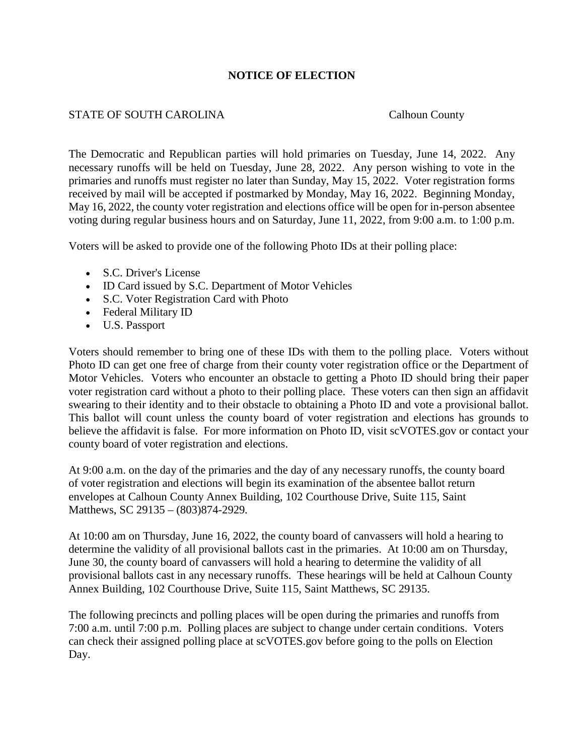# NOTICE OF ELECTION

STATE OF SOUTH CAROLINA Calhoun County

The Democratic and Republican parties will hold primaries on Tuesday, June 14, 2022. Any necessary runoffs will be held on Tuesday, June 28, 2022. Any person wishing to vote in the primaries and runoffs must register no later than Sunday, May 15, 2022. Voter registration forms received by mail will be accepted if postmarked by Monday, May 16, 2022. Beginning Monday, May 16, 2022, the county voter registration and elections office will be open for in-person absentee voting during regular business hours and on Saturday, June 11, 2022, from 9:00 a.m. to 1:00 p.m.

Voters will be asked to provide one of the following Photo IDs at their polling place:

- S.C. Driver's License
- ID Card issued by S.C. Department of Motor Vehicles
- S.C. Voter Registration Card with Photo
- Federal Military ID
- U.S. Passport

Voters should remember to bring one of these IDs with them to the polling place. Voters without Photo ID can get one free of charge from their county voter registration office or the Department of Motor Vehicles. Voters who encounter an obstacle to getting a Photo ID should bring their paper voter registration card without a photo to their polling place. These voters can then sign an affidavit swearing to their identity and to their obstacle to obtaining a Photo ID and vote a provisional ballot. This ballot will count unless the county board of voter registration and elections has grounds to believe the affidavit is false. For more information on Photo ID, visit scVOTES.gov or contact your county board of voter registration and elections.

At 9:00 a.m. on the day of the primaries and the day of any necessary runoffs, the county board of voter registration and elections will begin its examination of the absentee ballot return envelopes at Calhoun County Annex Building, 102 Courthouse Drive, Suite 115, Saint Matthews, SC 29135 – (803)874-2929.

At 10:00 am on Thursday, June 16, 2022, the county board of canvassers will hold a hearing to determine the validity of all provisional ballots cast in the primaries. At 10:00 am on Thursday, June 30, the county board of canvassers will hold a hearing to determine the validity of all provisional ballots cast in any necessary runoffs. These hearings will be held at Calhoun County Annex Building, 102 Courthouse Drive, Suite 115, Saint Matthews, SC 29135.

The following precincts and polling places will be open during the primaries and runoffs from 7:00 a.m. until 7:00 p.m. Polling places are subject to change under certain conditions. Voters can check their assigned polling place at scVOTES.gov before going to the polls on Election Day.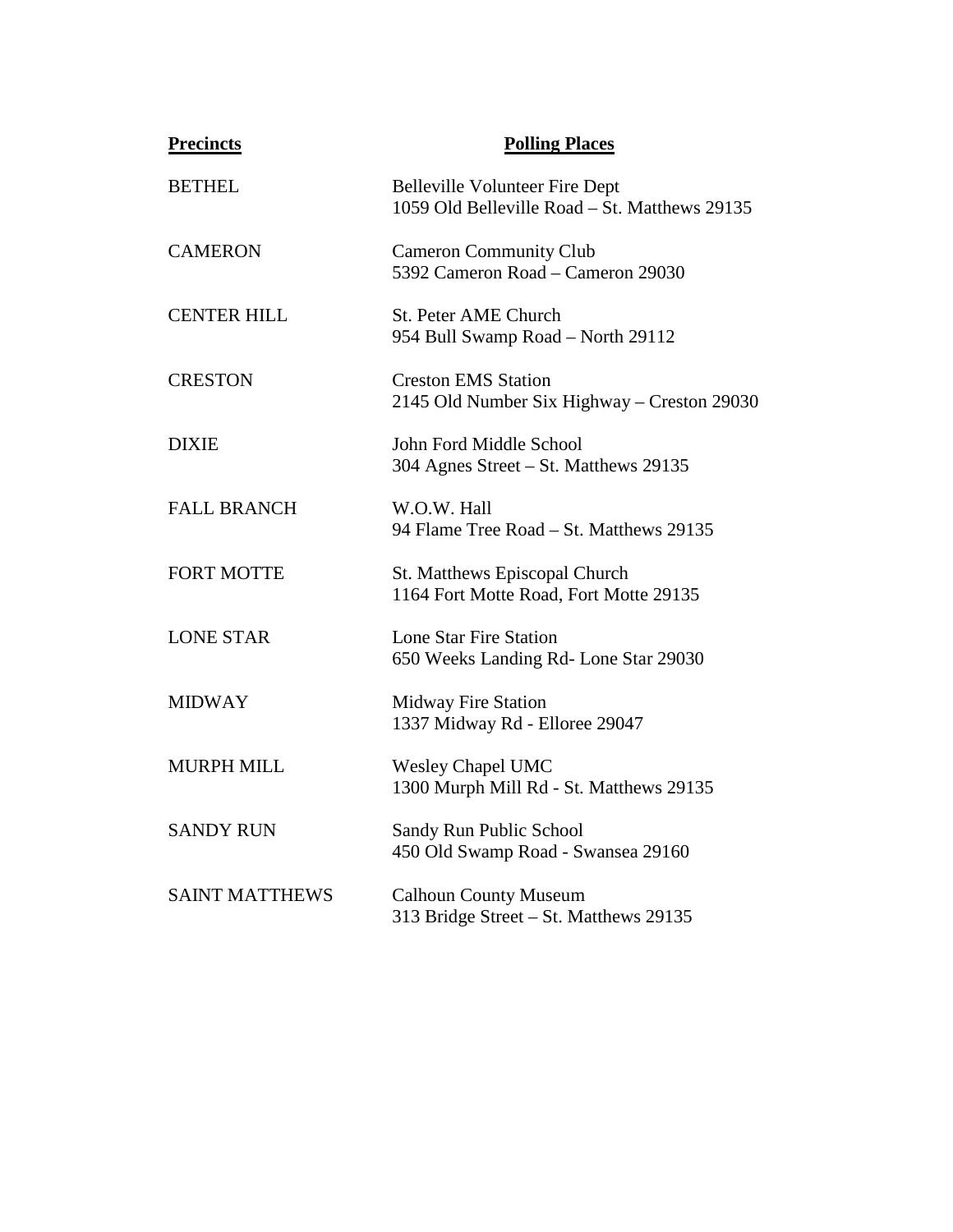| **Precincts** | **Polling Places** |
| --- | --- |
| BETHEL | Belleville Volunteer Fire Dept<br>1059 Old Belleville Road – St. Matthews 29135 |
| CAMERON | Cameron Community Club<br>5392 Cameron Road – Cameron 29030 |
| CENTER HILL | St. Peter AME Church<br>954 Bull Swamp Road – North 29112 |
| CRESTON | Creston EMS Station<br>2145 Old Number Six Highway – Creston 29030 |
| DIXIE | John Ford Middle School<br>304 Agnes Street – St. Matthews 29135 |
| FALL BRANCH | W.O.W. Hall<br>94 Flame Tree Road – St. Matthews 29135 |
| FORT MOTTE | St. Matthews Episcopal Church<br>1164 Fort Motte Road, Fort Motte 29135 |
| LONE STAR | Lone Star Fire Station<br>650 Weeks Landing Rd- Lone Star 29030 |
| MIDWAY | Midway Fire Station<br>1337 Midway Rd - Elloree 29047 |
| MURPH MILL | Wesley Chapel UMC<br>1300 Murph Mill Rd - St. Matthews 29135 |
| SANDY RUN | Sandy Run Public School<br>450 Old Swamp Road - Swansea 29160 |
| SAINT MATTHEWS | Calhoun County Museum<br>313 Bridge Street – St. Matthews 29135 |